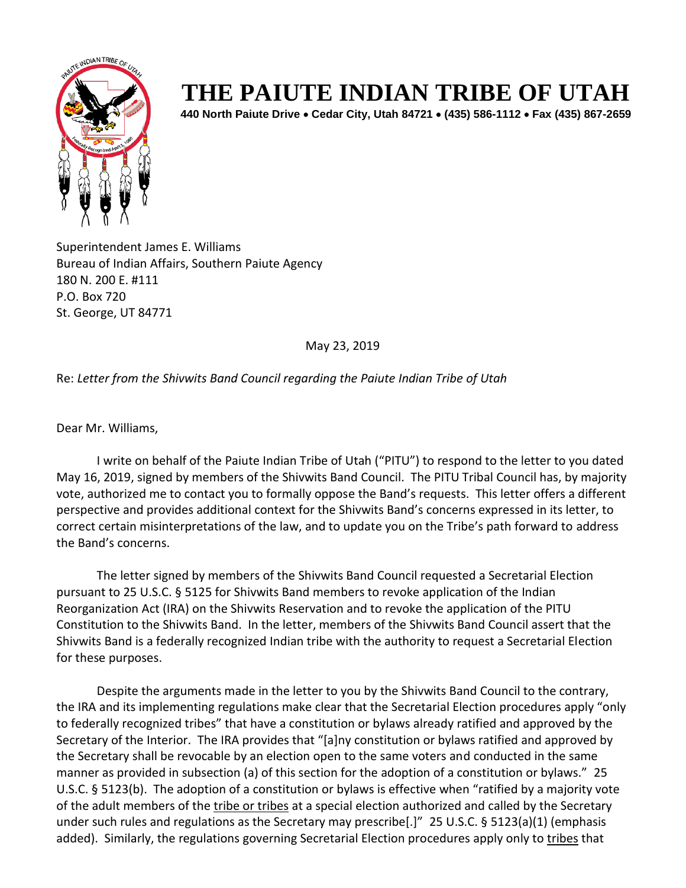# THE PAIUTE INDIAN TRIBE OF UTAH

**440 North Paiute Drive • Cedar City, Utah 84721 • (435) 586-1112 • Fax (435) 867-2659**

Superintendent James E. Williams
Bureau of Indian Affairs, Southern Paiute Agency
180 N. 200 E. #111
P.O. Box 720
St. George, UT 84771

May 23, 2019

Re: *Letter from the Shivwits Band Council regarding the Paiute Indian Tribe of Utah*

Dear Mr. Williams,

I write on behalf of the Paiute Indian Tribe of Utah ("PITU") to respond to the letter to you dated May 16, 2019, signed by members of the Shivwits Band Council. The PITU Tribal Council has, by majority vote, authorized me to contact you to formally oppose the Band's requests. This letter offers a different perspective and provides additional context for the Shivwits Band's concerns expressed in its letter, to correct certain misinterpretations of the law, and to update you on the Tribe's path forward to address the Band's concerns.

The letter signed by members of the Shivwits Band Council requested a Secretarial Election pursuant to 25 U.S.C. § 5125 for Shivwits Band members to revoke application of the Indian Reorganization Act (IRA) on the Shivwits Reservation and to revoke the application of the PITU Constitution to the Shivwits Band. In the letter, members of the Shivwits Band Council assert that the Shivwits Band is a federally recognized Indian tribe with the authority to request a Secretarial Election for these purposes.

Despite the arguments made in the letter to you by the Shivwits Band Council to the contrary, the IRA and its implementing regulations make clear that the Secretarial Election procedures apply "only to federally recognized tribes" that have a constitution or bylaws already ratified and approved by the Secretary of the Interior. The IRA provides that "[a]ny constitution or bylaws ratified and approved by the Secretary shall be revocable by an election open to the same voters and conducted in the same manner as provided in subsection (a) of this section for the adoption of a constitution or bylaws." 25 U.S.C. § 5123(b). The adoption of a constitution or bylaws is effective when "ratified by a majority vote of the adult members of the <u>tribe or tribes</u> at a special election authorized and called by the Secretary under such rules and regulations as the Secretary may prescribe[.]" 25 U.S.C. § 5123(a)(1) (emphasis added). Similarly, the regulations governing Secretarial Election procedures apply only to <u>tribes</u> that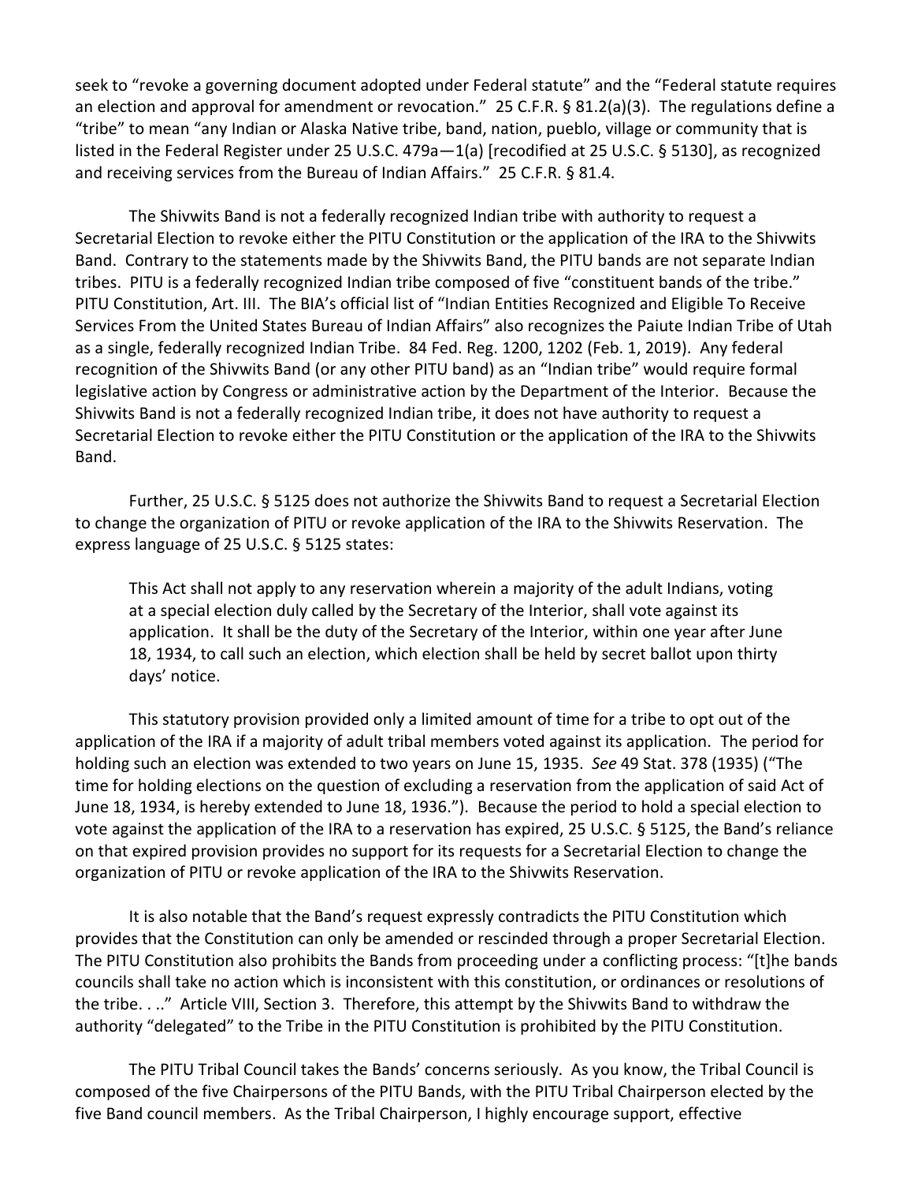seek to "revoke a governing document adopted under Federal statute" and the "Federal statute requires an election and approval for amendment or revocation." 25 C.F.R. § 81.2(a)(3). The regulations define a "tribe" to mean "any Indian or Alaska Native tribe, band, nation, pueblo, village or community that is listed in the Federal Register under 25 U.S.C. 479a—1(a) [recodified at 25 U.S.C. § 5130], as recognized and receiving services from the Bureau of Indian Affairs." 25 C.F.R. § 81.4.

The Shivwits Band is not a federally recognized Indian tribe with authority to request a Secretarial Election to revoke either the PITU Constitution or the application of the IRA to the Shivwits Band. Contrary to the statements made by the Shivwits Band, the PITU bands are not separate Indian tribes. PITU is a federally recognized Indian tribe composed of five "constituent bands of the tribe." PITU Constitution, Art. III. The BIA's official list of "Indian Entities Recognized and Eligible To Receive Services From the United States Bureau of Indian Affairs" also recognizes the Paiute Indian Tribe of Utah as a single, federally recognized Indian Tribe. 84 Fed. Reg. 1200, 1202 (Feb. 1, 2019). Any federal recognition of the Shivwits Band (or any other PITU band) as an "Indian tribe" would require formal legislative action by Congress or administrative action by the Department of the Interior. Because the Shivwits Band is not a federally recognized Indian tribe, it does not have authority to request a Secretarial Election to revoke either the PITU Constitution or the application of the IRA to the Shivwits Band.

Further, 25 U.S.C. § 5125 does not authorize the Shivwits Band to request a Secretarial Election to change the organization of PITU or revoke application of the IRA to the Shivwits Reservation. The express language of 25 U.S.C. § 5125 states:

> This Act shall not apply to any reservation wherein a majority of the adult Indians, voting at a special election duly called by the Secretary of the Interior, shall vote against its application. It shall be the duty of the Secretary of the Interior, within one year after June 18, 1934, to call such an election, which election shall be held by secret ballot upon thirty days' notice.

This statutory provision provided only a limited amount of time for a tribe to opt out of the application of the IRA if a majority of adult tribal members voted against its application. The period for holding such an election was extended to two years on June 15, 1935. *See* 49 Stat. 378 (1935) ("The time for holding elections on the question of excluding a reservation from the application of said Act of June 18, 1934, is hereby extended to June 18, 1936."). Because the period to hold a special election to vote against the application of the IRA to a reservation has expired, 25 U.S.C. § 5125, the Band's reliance on that expired provision provides no support for its requests for a Secretarial Election to change the organization of PITU or revoke application of the IRA to the Shivwits Reservation.

It is also notable that the Band's request expressly contradicts the PITU Constitution which provides that the Constitution can only be amended or rescinded through a proper Secretarial Election. The PITU Constitution also prohibits the Bands from proceeding under a conflicting process: "[t]he bands councils shall take no action which is inconsistent with this constitution, or ordinances or resolutions of the tribe. . .." Article VIII, Section 3. Therefore, this attempt by the Shivwits Band to withdraw the authority "delegated" to the Tribe in the PITU Constitution is prohibited by the PITU Constitution.

The PITU Tribal Council takes the Bands' concerns seriously. As you know, the Tribal Council is composed of the five Chairpersons of the PITU Bands, with the PITU Tribal Chairperson elected by the five Band council members. As the Tribal Chairperson, I highly encourage support, effective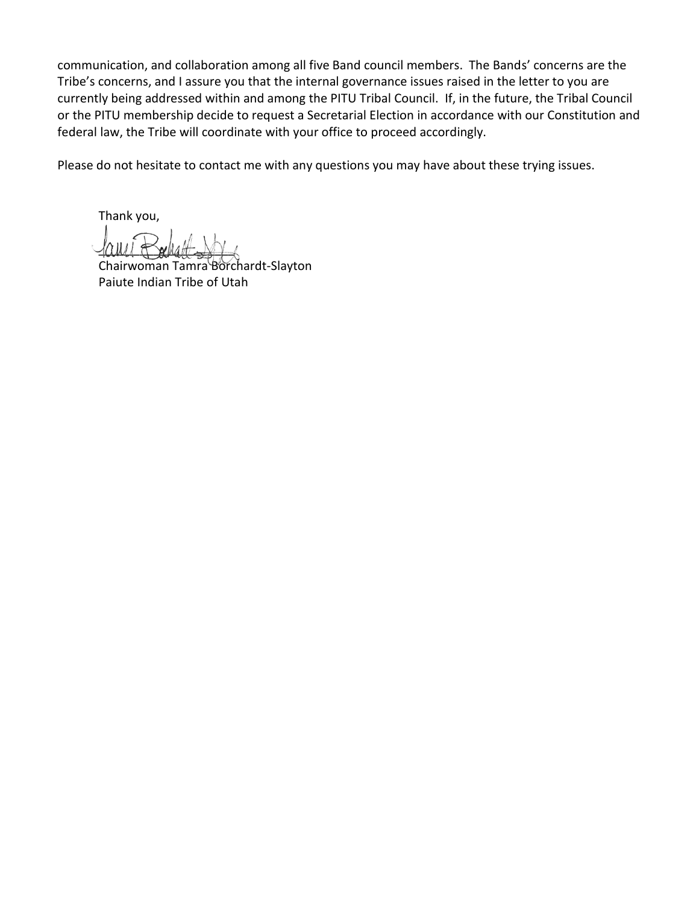communication, and collaboration among all five Band council members. The Bands' concerns are the Tribe's concerns, and I assure you that the internal governance issues raised in the letter to you are currently being addressed within and among the PITU Tribal Council. If, in the future, the Tribal Council or the PITU membership decide to request a Secretarial Election in accordance with our Constitution and federal law, the Tribe will coordinate with your office to proceed accordingly.

Please do not hesitate to contact me with any questions you may have about these trying issues.

Thank you,

Chairwoman Tamra Borchardt-Slayton
Paiute Indian Tribe of Utah